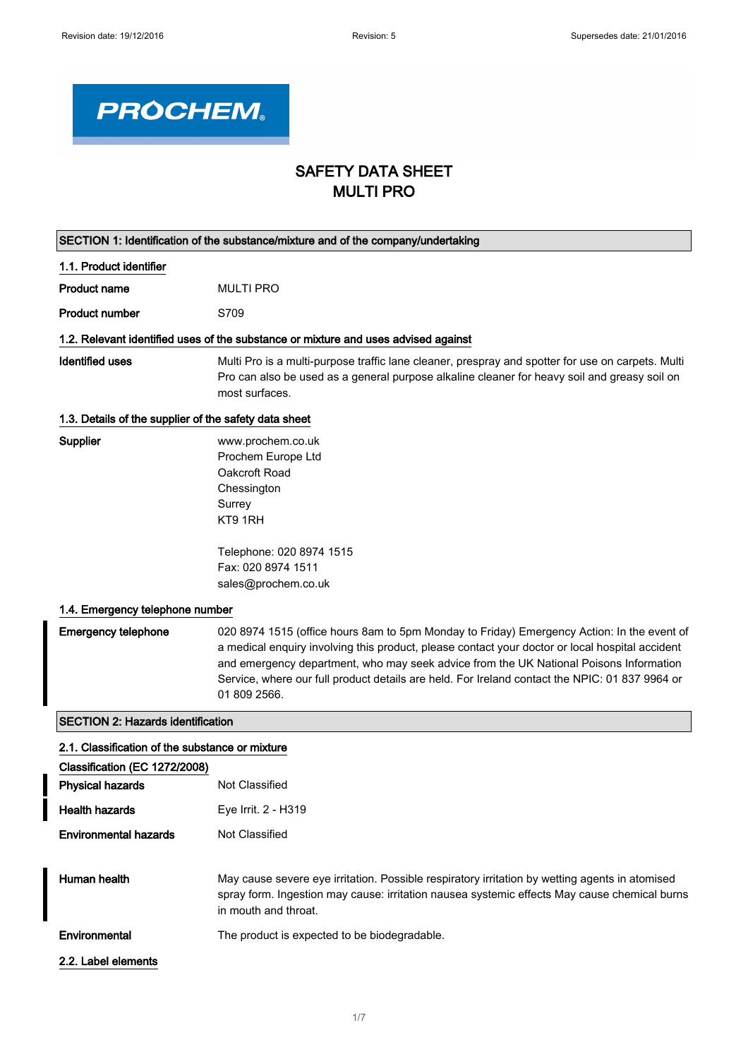Revision date: 19/12/2016 Revision: 5 Supersedes date: 21/01/2016

PROCHEM

# SAFETY DATA SHEET
# MULTI PRO

## SECTION 1: Identification of the substance/mixture and of the company/undertaking

### 1.1. Product identifier

| | |
|---|---|
| **Product name** | MULTI PRO |
| **Product number** | S709 |

### 1.2. Relevant identified uses of the substance or mixture and uses advised against

| | |
|---|---|
| **Identified uses** | Multi Pro is a multi-purpose traffic lane cleaner, prespray and spotter for use on carpets. Multi Pro can also be used as a general purpose alkaline cleaner for heavy soil and greasy soil on most surfaces. |

### 1.3. Details of the supplier of the safety data sheet

**Supplier**

www.prochem.co.uk
Prochem Europe Ltd
Oakcroft Road
Chessington
Surrey
KT9 1RH

Telephone: 020 8974 1515
Fax: 020 8974 1511
sales@prochem.co.uk

### 1.4. Emergency telephone number

| | |
|---|---|
| **Emergency telephone** | 020 8974 1515 (office hours 8am to 5pm Monday to Friday) Emergency Action: In the event of a medical enquiry involving this product, please contact your doctor or local hospital accident and emergency department, who may seek advice from the UK National Poisons Information Service, where our full product details are held. For Ireland contact the NPIC: 01 837 9964 or 01 809 2566. |

## SECTION 2: Hazards identification

### 2.1. Classification of the substance or mixture

**Classification (EC 1272/2008)**

| | |
|---|---|
| **Physical hazards** | Not Classified |
| **Health hazards** | Eye Irrit. 2 - H319 |
| **Environmental hazards** | Not Classified |
| **Human health** | May cause severe eye irritation. Possible respiratory irritation by wetting agents in atomised spray form. Ingestion may cause: irritation nausea systemic effects May cause chemical burns in mouth and throat. |
| **Environmental** | The product is expected to be biodegradable. |

### 2.2. Label elements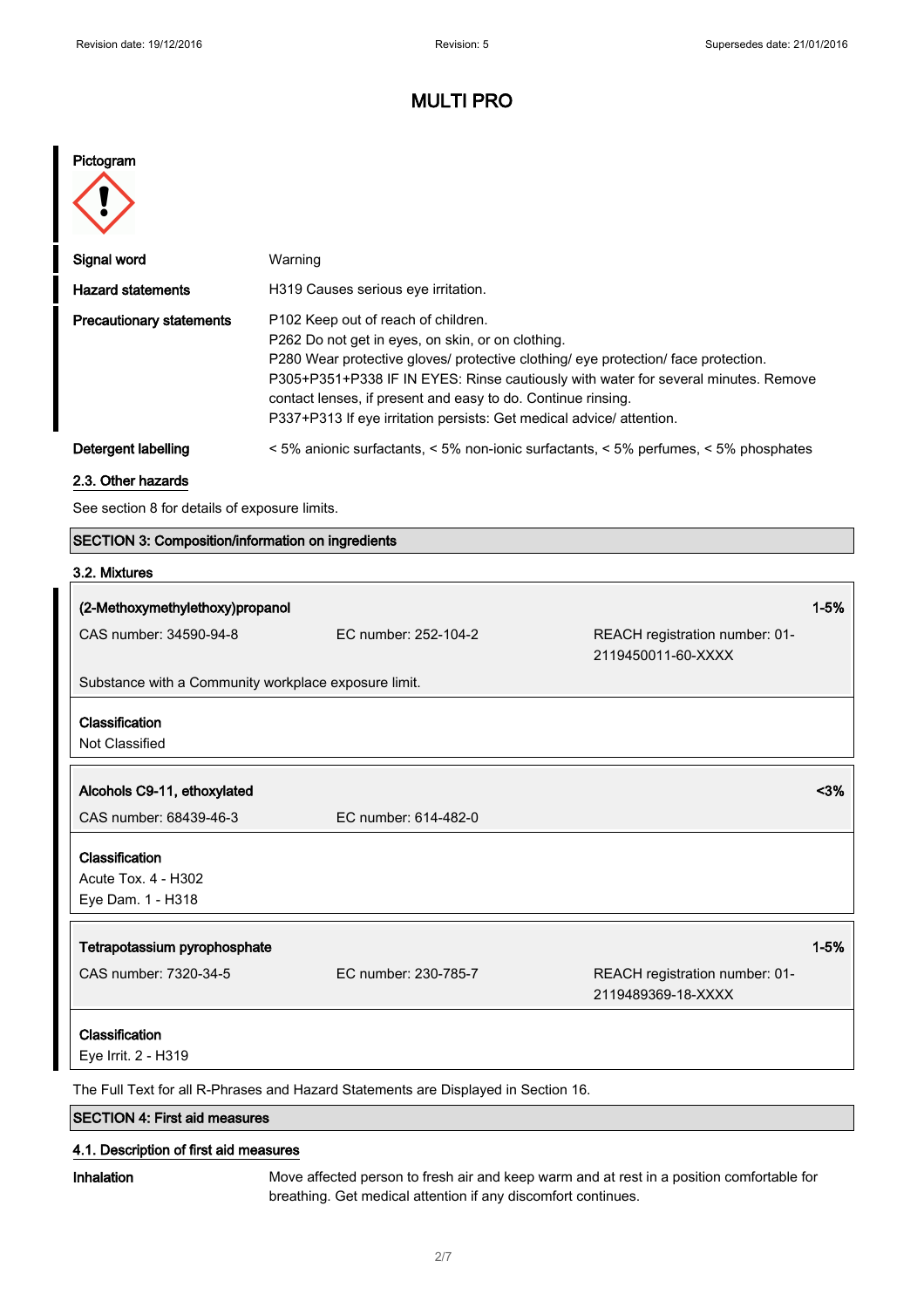# MULTI PRO

**Pictogram**

| | |
|---|---|
| **Signal word** | Warning |
| **Hazard statements** | H319 Causes serious eye irritation. |
| **Precautionary statements** | P102 Keep out of reach of children.<br>P262 Do not get in eyes, on skin, or on clothing.<br>P280 Wear protective gloves/ protective clothing/ eye protection/ face protection.<br>P305+P351+P338 IF IN EYES: Rinse cautiously with water for several minutes. Remove contact lenses, if present and easy to do. Continue rinsing.<br>P337+P313 If eye irritation persists: Get medical advice/ attention. |
| **Detergent labelling** | < 5% anionic surfactants, < 5% non-ionic surfactants, < 5% perfumes, < 5% phosphates |

### 2.3. Other hazards

See section 8 for details of exposure limits.

## SECTION 3: Composition/information on ingredients

### 3.2. Mixtures

**(2-Methoxymethylethoxy)propanol** — 1-5%

CAS number: 34590-94-8 | EC number: 252-104-2 | REACH registration number: 01-2119450011-60-XXXX

Substance with a Community workplace exposure limit.

**Classification**
Not Classified

**Alcohols C9-11, ethoxylated** — <3%

CAS number: 68439-46-3 | EC number: 614-482-0

**Classification**
Acute Tox. 4 - H302
Eye Dam. 1 - H318

**Tetrapotassium pyrophosphate** — 1-5%

CAS number: 7320-34-5 | EC number: 230-785-7 | REACH registration number: 01-2119489369-18-XXXX

**Classification**
Eye Irrit. 2 - H319

The Full Text for all R-Phrases and Hazard Statements are Displayed in Section 16.

## SECTION 4: First aid measures

### 4.1. Description of first aid measures

**Inhalation** Move affected person to fresh air and keep warm and at rest in a position comfortable for breathing. Get medical attention if any discomfort continues.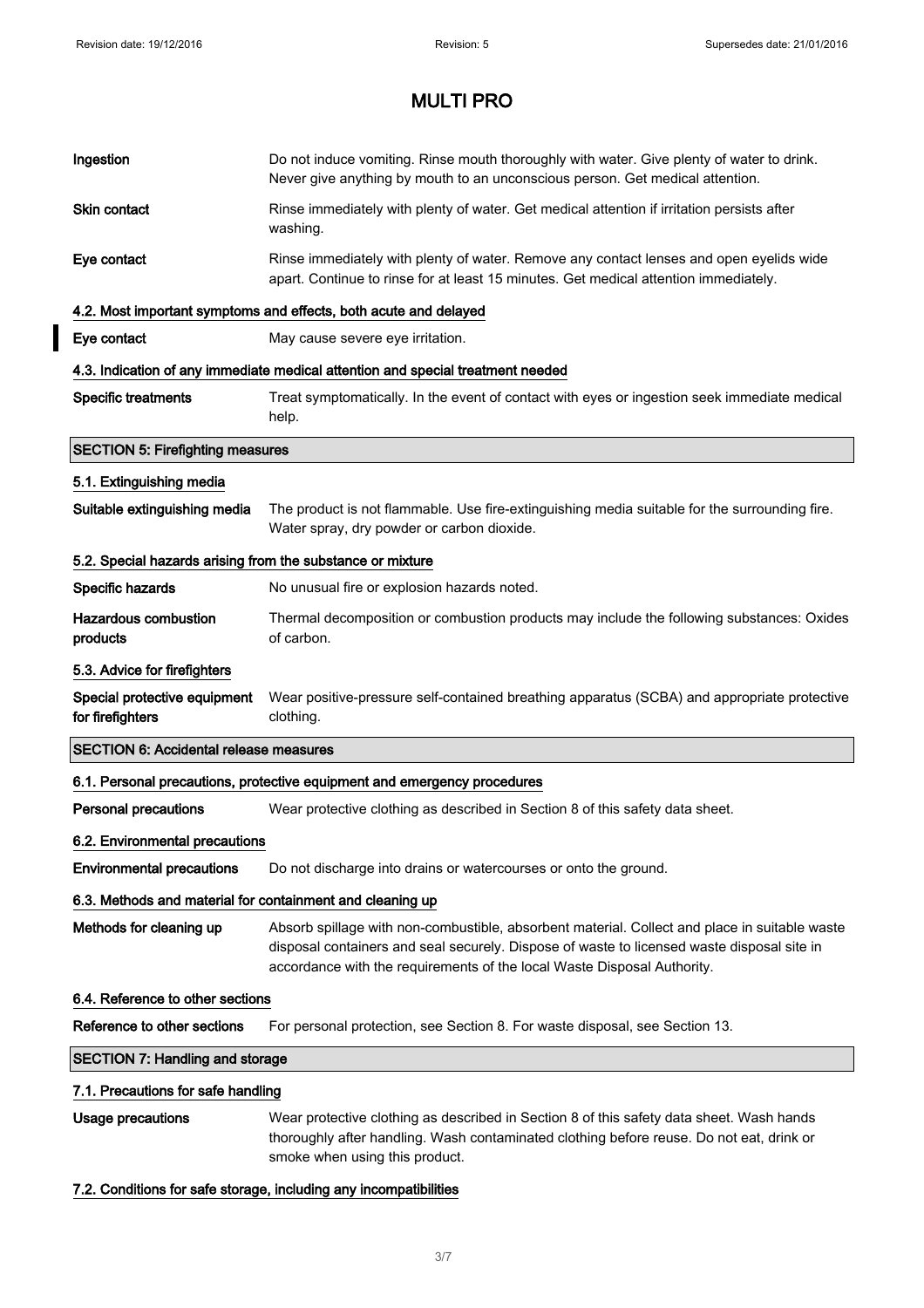| | |
|---|---|
| **Ingestion** | Do not induce vomiting. Rinse mouth thoroughly with water. Give plenty of water to drink. Never give anything by mouth to an unconscious person. Get medical attention. |
| **Skin contact** | Rinse immediately with plenty of water. Get medical attention if irritation persists after washing. |
| **Eye contact** | Rinse immediately with plenty of water. Remove any contact lenses and open eyelids wide apart. Continue to rinse for at least 15 minutes. Get medical attention immediately. |

### 4.2. Most important symptoms and effects, both acute and delayed

| | |
|---|---|
| **Eye contact** | May cause severe eye irritation. |

### 4.3. Indication of any immediate medical attention and special treatment needed

| | |
|---|---|
| **Specific treatments** | Treat symptomatically. In the event of contact with eyes or ingestion seek immediate medical help. |

## SECTION 5: Firefighting measures

### 5.1. Extinguishing media

| | |
|---|---|
| **Suitable extinguishing media** | The product is not flammable. Use fire-extinguishing media suitable for the surrounding fire. Water spray, dry powder or carbon dioxide. |

### 5.2. Special hazards arising from the substance or mixture

| | |
|---|---|
| **Specific hazards** | No unusual fire or explosion hazards noted. |
| **Hazardous combustion products** | Thermal decomposition or combustion products may include the following substances: Oxides of carbon. |

### 5.3. Advice for firefighters

| | |
|---|---|
| **Special protective equipment for firefighters** | Wear positive-pressure self-contained breathing apparatus (SCBA) and appropriate protective clothing. |

## SECTION 6: Accidental release measures

### 6.1. Personal precautions, protective equipment and emergency procedures

| | |
|---|---|
| **Personal precautions** | Wear protective clothing as described in Section 8 of this safety data sheet. |

### 6.2. Environmental precautions

| | |
|---|---|
| **Environmental precautions** | Do not discharge into drains or watercourses or onto the ground. |

### 6.3. Methods and material for containment and cleaning up

| | |
|---|---|
| **Methods for cleaning up** | Absorb spillage with non-combustible, absorbent material. Collect and place in suitable waste disposal containers and seal securely. Dispose of waste to licensed waste disposal site in accordance with the requirements of the local Waste Disposal Authority. |

### 6.4. Reference to other sections

| | |
|---|---|
| **Reference to other sections** | For personal protection, see Section 8. For waste disposal, see Section 13. |

## SECTION 7: Handling and storage

### 7.1. Precautions for safe handling

| | |
|---|---|
| **Usage precautions** | Wear protective clothing as described in Section 8 of this safety data sheet. Wash hands thoroughly after handling. Wash contaminated clothing before reuse. Do not eat, drink or smoke when using this product. |

### 7.2. Conditions for safe storage, including any incompatibilities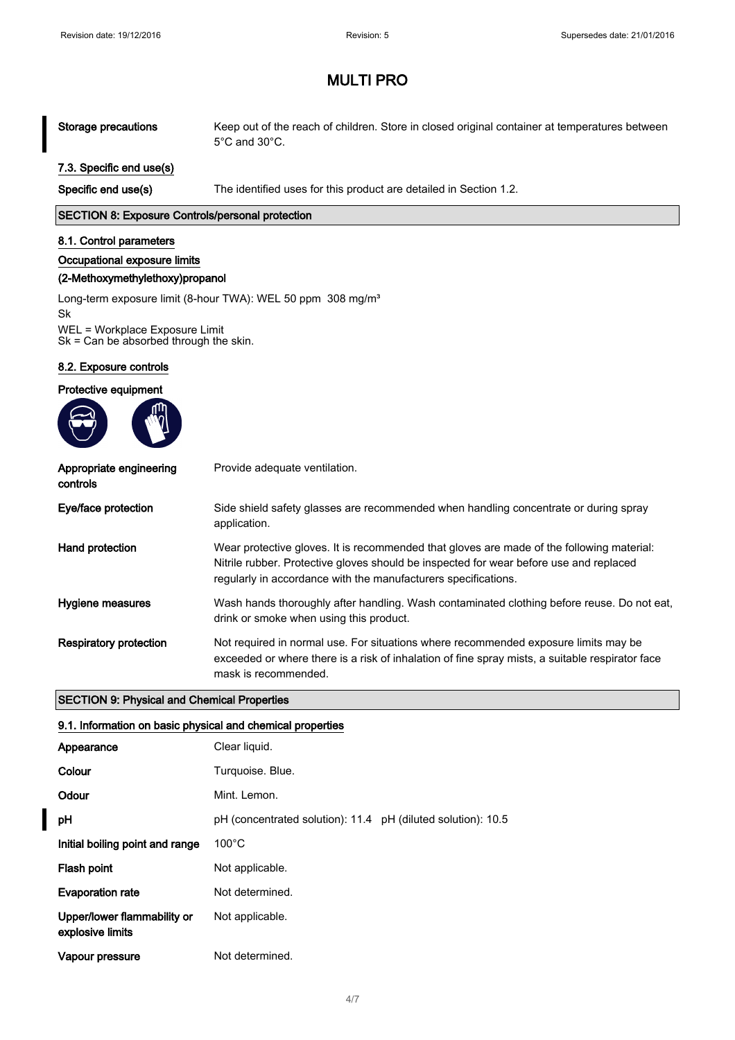| | |
|---|---|
| **Storage precautions** | Keep out of the reach of children. Store in closed original container at temperatures between 5°C and 30°C. |

### 7.3. Specific end use(s)

| | |
|---|---|
| **Specific end use(s)** | The identified uses for this product are detailed in Section 1.2. |

## SECTION 8: Exposure Controls/personal protection

### 8.1. Control parameters

**Occupational exposure limits**

**(2-Methoxymethylethoxy)propanol**

Long-term exposure limit (8-hour TWA): WEL 50 ppm 308 mg/m³
Sk

WEL = Workplace Exposure Limit
Sk = Can be absorbed through the skin.

### 8.2. Exposure controls

**Protective equipment**

| | |
|---|---|
| **Appropriate engineering controls** | Provide adequate ventilation. |
| **Eye/face protection** | Side shield safety glasses are recommended when handling concentrate or during spray application. |
| **Hand protection** | Wear protective gloves. It is recommended that gloves are made of the following material: Nitrile rubber. Protective gloves should be inspected for wear before use and replaced regularly in accordance with the manufacturers specifications. |
| **Hygiene measures** | Wash hands thoroughly after handling. Wash contaminated clothing before reuse. Do not eat, drink or smoke when using this product. |
| **Respiratory protection** | Not required in normal use. For situations where recommended exposure limits may be exceeded or where there is a risk of inhalation of fine spray mists, a suitable respirator face mask is recommended. |

## SECTION 9: Physical and Chemical Properties

### 9.1. Information on basic physical and chemical properties

| | |
|---|---|
| **Appearance** | Clear liquid. |
| **Colour** | Turquoise. Blue. |
| **Odour** | Mint. Lemon. |
| **pH** | pH (concentrated solution): 11.4 pH (diluted solution): 10.5 |
| **Initial boiling point and range** | 100°C |
| **Flash point** | Not applicable. |
| **Evaporation rate** | Not determined. |
| **Upper/lower flammability or explosive limits** | Not applicable. |
| **Vapour pressure** | Not determined. |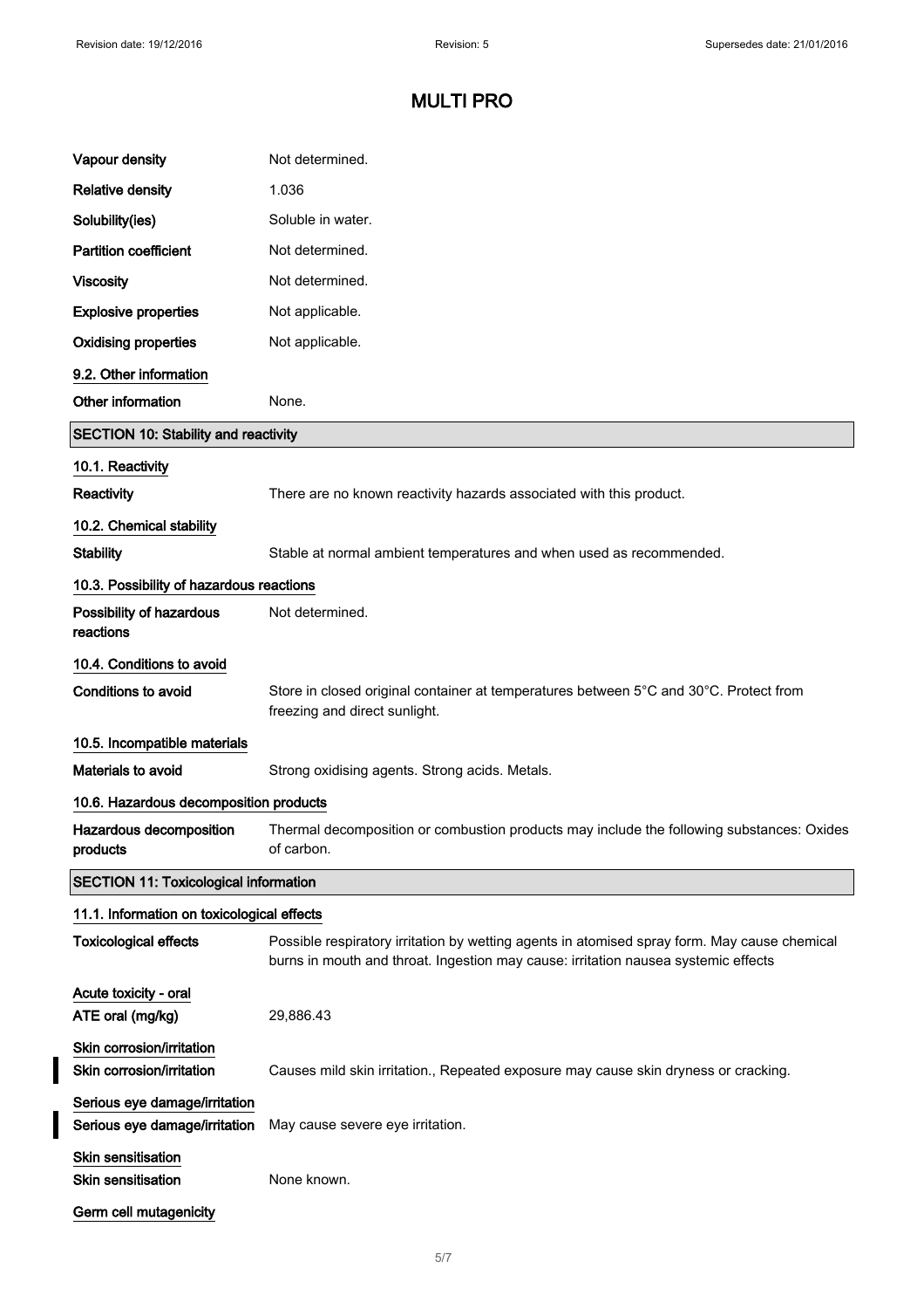| | |
|---|---|
| **Vapour density** | Not determined. |
| **Relative density** | 1.036 |
| **Solubility(ies)** | Soluble in water. |
| **Partition coefficient** | Not determined. |
| **Viscosity** | Not determined. |
| **Explosive properties** | Not applicable. |
| **Oxidising properties** | Not applicable. |

### 9.2. Other information

| | |
|---|---|
| **Other information** | None. |

## SECTION 10: Stability and reactivity

### 10.1. Reactivity

| | |
|---|---|
| **Reactivity** | There are no known reactivity hazards associated with this product. |

### 10.2. Chemical stability

| | |
|---|---|
| **Stability** | Stable at normal ambient temperatures and when used as recommended. |

### 10.3. Possibility of hazardous reactions

| | |
|---|---|
| **Possibility of hazardous reactions** | Not determined. |

### 10.4. Conditions to avoid

| | |
|---|---|
| **Conditions to avoid** | Store in closed original container at temperatures between 5°C and 30°C. Protect from freezing and direct sunlight. |

### 10.5. Incompatible materials

| | |
|---|---|
| **Materials to avoid** | Strong oxidising agents. Strong acids. Metals. |

### 10.6. Hazardous decomposition products

| | |
|---|---|
| **Hazardous decomposition products** | Thermal decomposition or combustion products may include the following substances: Oxides of carbon. |

## SECTION 11: Toxicological information

### 11.1. Information on toxicological effects

| | |
|---|---|
| **Toxicological effects** | Possible respiratory irritation by wetting agents in atomised spray form. May cause chemical burns in mouth and throat. Ingestion may cause: irritation nausea systemic effects |

**Acute toxicity - oral**

| | |
|---|---|
| **ATE oral (mg/kg)** | 29,886.43 |

**Skin corrosion/irritation**

| | |
|---|---|
| **Skin corrosion/irritation** | Causes mild skin irritation., Repeated exposure may cause skin dryness or cracking. |

**Serious eye damage/irritation**

| | |
|---|---|
| **Serious eye damage/irritation** | May cause severe eye irritation. |

**Skin sensitisation**

| | |
|---|---|
| **Skin sensitisation** | None known. |

**Germ cell mutagenicity**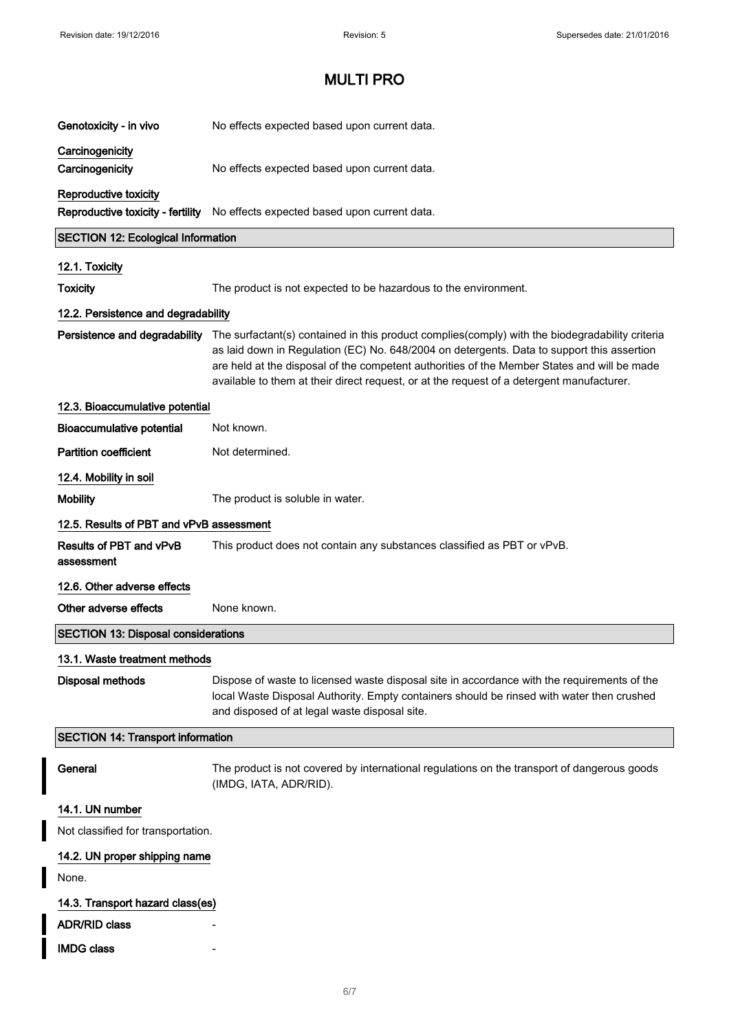# MULTI PRO

**Genotoxicity - in vivo** No effects expected based upon current data.

**Carcinogenicity**

**Carcinogenicity** No effects expected based upon current data.

**Reproductive toxicity**

**Reproductive toxicity - fertility** No effects expected based upon current data.

## SECTION 12: Ecological Information

### 12.1. Toxicity

**Toxicity** The product is not expected to be hazardous to the environment.

### 12.2. Persistence and degradability

**Persistence and degradability** The surfactant(s) contained in this product complies(comply) with the biodegradability criteria as laid down in Regulation (EC) No. 648/2004 on detergents. Data to support this assertion are held at the disposal of the competent authorities of the Member States and will be made available to them at their direct request, or at the request of a detergent manufacturer.

### 12.3. Bioaccumulative potential

**Bioaccumulative potential** Not known.

**Partition coefficient** Not determined.

### 12.4. Mobility in soil

**Mobility** The product is soluble in water.

### 12.5. Results of PBT and vPvB assessment

**Results of PBT and vPvB assessment** This product does not contain any substances classified as PBT or vPvB.

### 12.6. Other adverse effects

**Other adverse effects** None known.

## SECTION 13: Disposal considerations

### 13.1. Waste treatment methods

**Disposal methods** Dispose of waste to licensed waste disposal site in accordance with the requirements of the local Waste Disposal Authority. Empty containers should be rinsed with water then crushed and disposed of at legal waste disposal site.

## SECTION 14: Transport information

**General** The product is not covered by international regulations on the transport of dangerous goods (IMDG, IATA, ADR/RID).

### 14.1. UN number

Not classified for transportation.

### 14.2. UN proper shipping name

None.

### 14.3. Transport hazard class(es)

**ADR/RID class** -

**IMDG class** -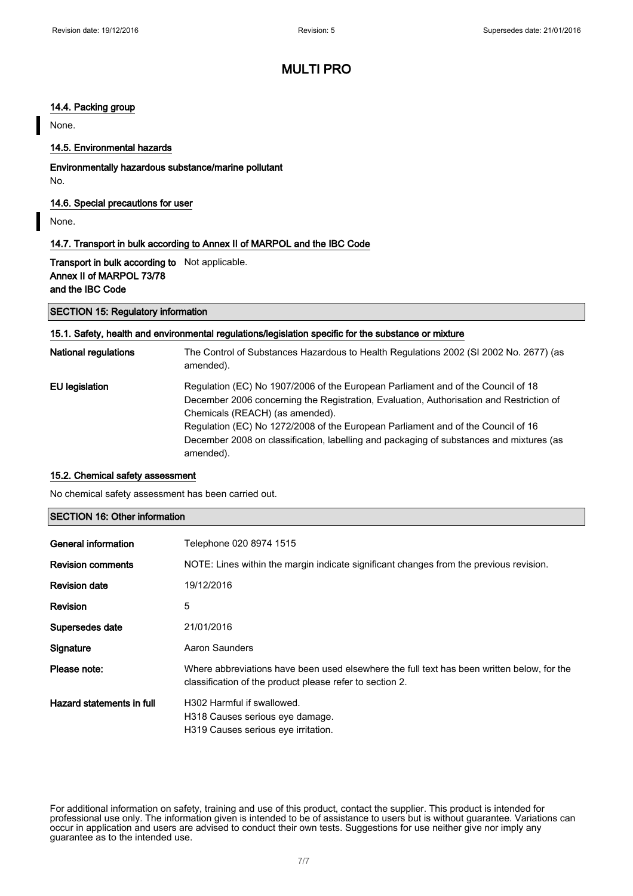# MULTI PRO

### 14.4. Packing group

None.

### 14.5. Environmental hazards

**Environmentally hazardous substance/marine pollutant**

No.

### 14.6. Special precautions for user

None.

### 14.7. Transport in bulk according to Annex II of MARPOL and the IBC Code

| | |
|---|---|
| **Transport in bulk according to Annex II of MARPOL 73/78 and the IBC Code** | Not applicable. |

## SECTION 15: Regulatory information

### 15.1. Safety, health and environmental regulations/legislation specific for the substance or mixture

| | |
|---|---|
| **National regulations** | The Control of Substances Hazardous to Health Regulations 2002 (SI 2002 No. 2677) (as amended). |
| **EU legislation** | Regulation (EC) No 1907/2006 of the European Parliament and of the Council of 18 December 2006 concerning the Registration, Evaluation, Authorisation and Restriction of Chemicals (REACH) (as amended).<br>Regulation (EC) No 1272/2008 of the European Parliament and of the Council of 16 December 2008 on classification, labelling and packaging of substances and mixtures (as amended). |

### 15.2. Chemical safety assessment

No chemical safety assessment has been carried out.

## SECTION 16: Other information

| | |
|---|---|
| **General information** | Telephone 020 8974 1515 |
| **Revision comments** | NOTE: Lines within the margin indicate significant changes from the previous revision. |
| **Revision date** | 19/12/2016 |
| **Revision** | 5 |
| **Supersedes date** | 21/01/2016 |
| **Signature** | Aaron Saunders |
| **Please note:** | Where abbreviations have been used elsewhere the full text has been written below, for the classification of the product please refer to section 2. |
| **Hazard statements in full** | H302 Harmful if swallowed.<br>H318 Causes serious eye damage.<br>H319 Causes serious eye irritation. |

For additional information on safety, training and use of this product, contact the supplier. This product is intended for professional use only. The information given is intended to be of assistance to users but is without guarantee. Variations can occur in application and users are advised to conduct their own tests. Suggestions for use neither give nor imply any guarantee as to the intended use.